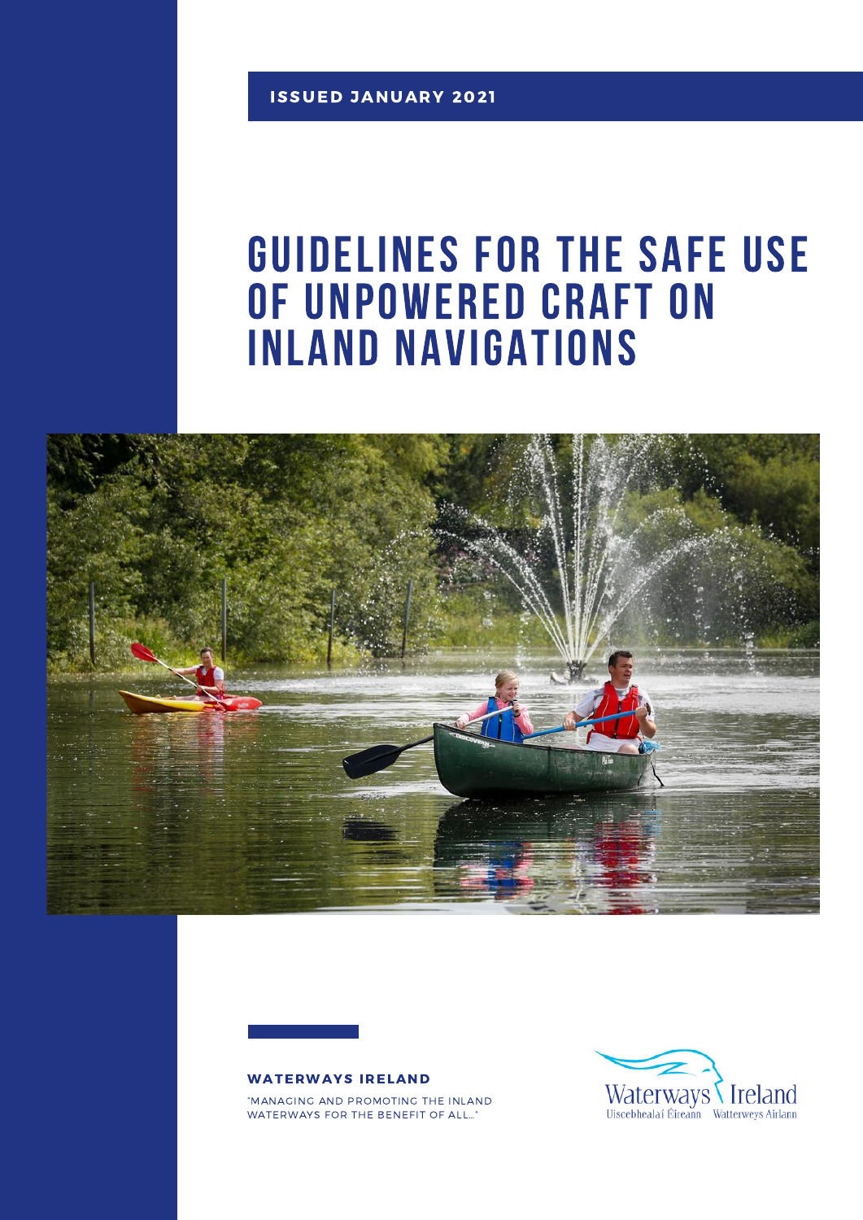**ISSUED JANUARY 2021**

# GUIDELINES FOR THE SAFE USE OF UNPOWERED CRAFT ON INLAND NAVIGATIONS

**WATERWAYS IRELAND**

"MANAGING AND PROMOTING THE INLAND WATERWAYS FOR THE BENEFIT OF ALL..."

Waterways Ireland
Uiscebhealaí Éireann Watterweys Airlann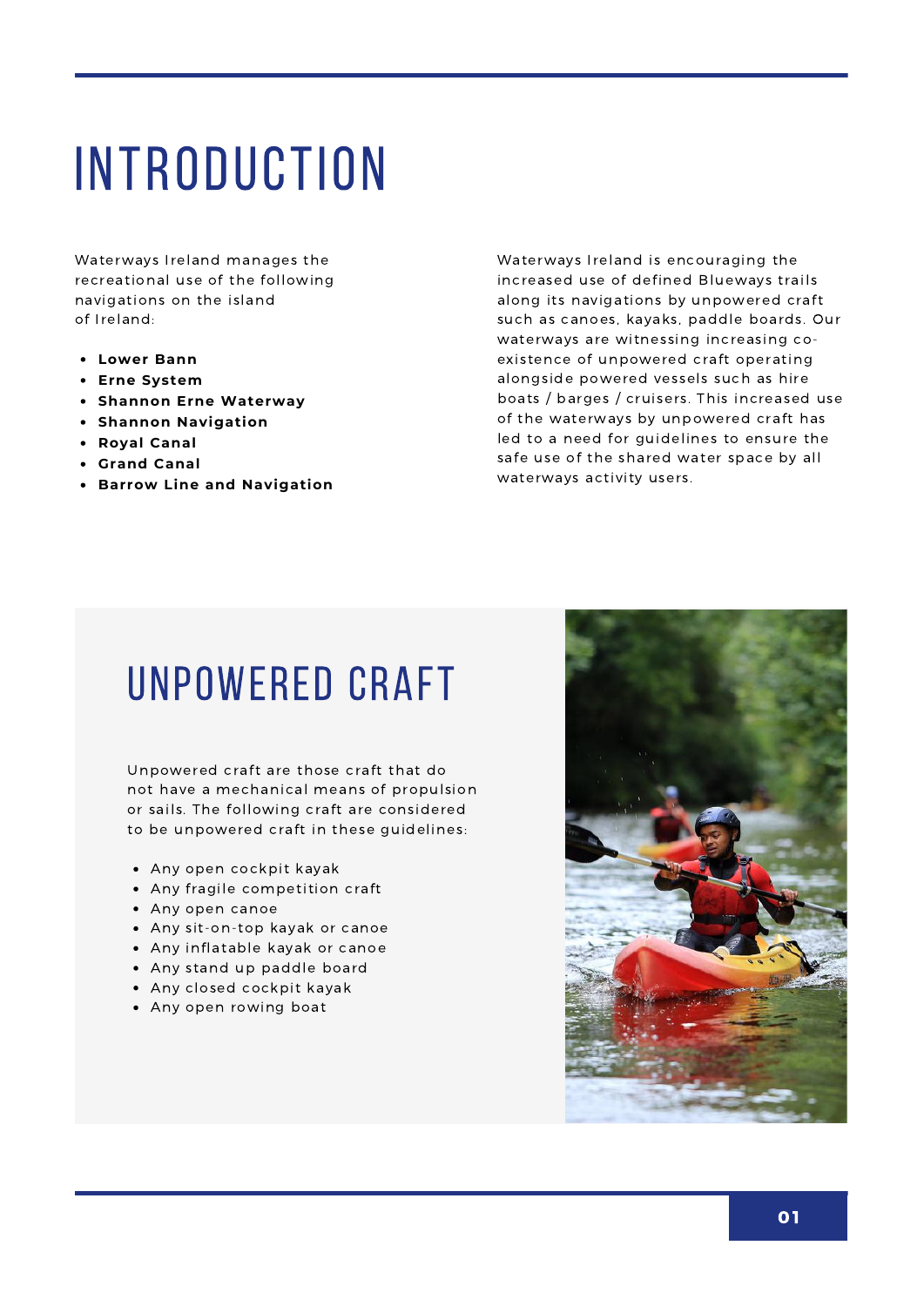# INTRODUCTION

Waterways Ireland manages the recreational use of the following navigations on the island of Ireland:

- **Lower Bann**
- **Erne System**
- **Shannon Erne Waterway**
- **Shannon Navigation**
- **Royal Canal**
- **Grand Canal**
- **Barrow Line and Navigation**

Waterways Ireland is encouraging the increased use of defined Blueways trails along its navigations by unpowered craft such as canoes, kayaks, paddle boards. Our waterways are witnessing increasing co-existence of unpowered craft operating alongside powered vessels such as hire boats / barges / cruisers. This increased use of the waterways by unpowered craft has led to a need for guidelines to ensure the safe use of the shared water space by all waterways activity users.

## UNPOWERED CRAFT

Unpowered craft are those craft that do not have a mechanical means of propulsion or sails. The following craft are considered to be unpowered craft in these guidelines:

- Any open cockpit kayak
- Any fragile competition craft
- Any open canoe
- Any sit-on-top kayak or canoe
- Any inflatable kayak or canoe
- Any stand up paddle board
- Any closed cockpit kayak
- Any open rowing boat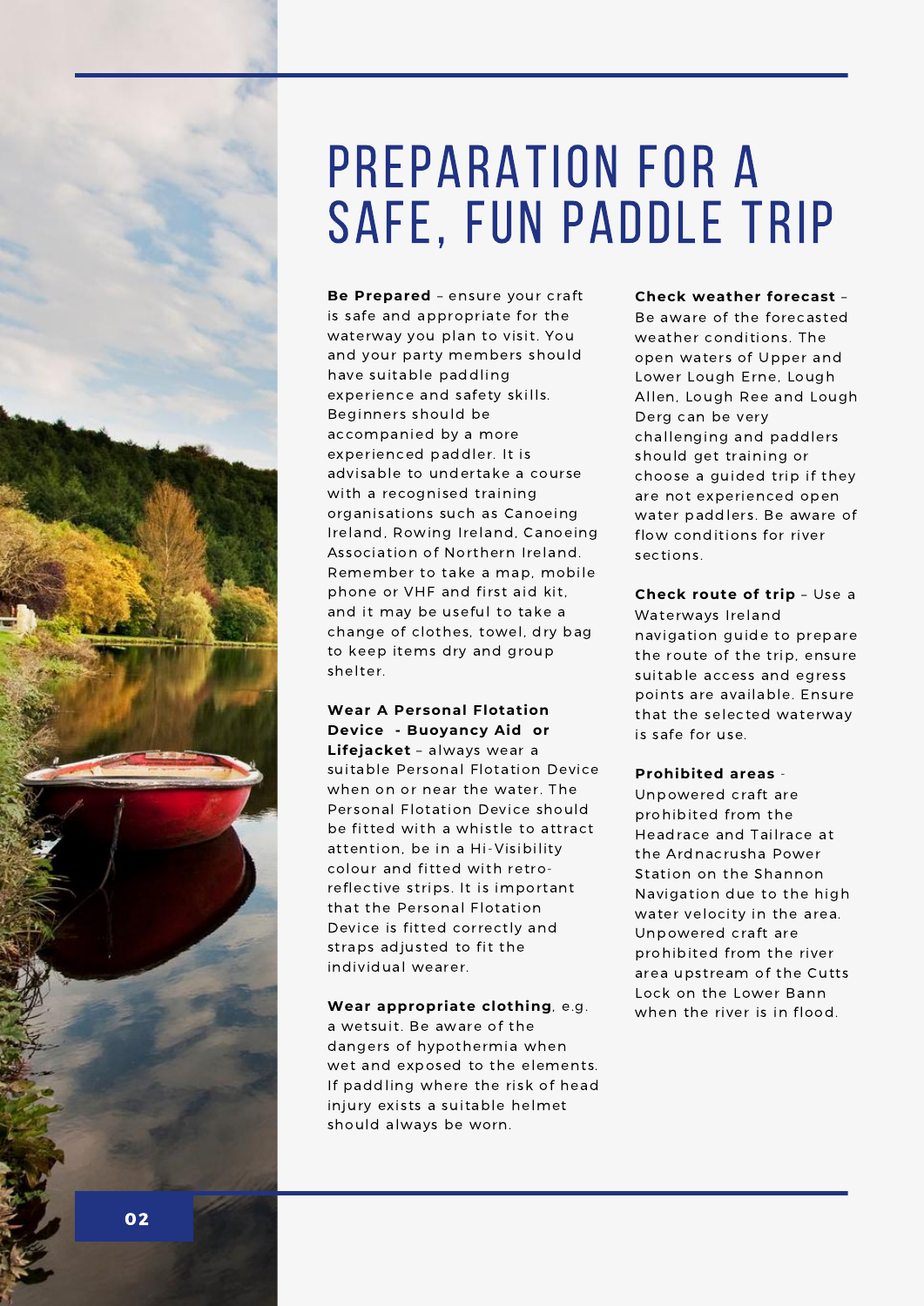# PREPARATION FOR A SAFE, FUN PADDLE TRIP

**Be Prepared** – ensure your craft is safe and appropriate for the waterway you plan to visit. You and your party members should have suitable paddling experience and safety skills. Beginners should be accompanied by a more experienced paddler. It is advisable to undertake a course with a recognised training organisations such as Canoeing Ireland, Rowing Ireland, Canoeing Association of Northern Ireland. Remember to take a map, mobile phone or VHF and first aid kit, and it may be useful to take a change of clothes, towel, dry bag to keep items dry and group shelter.

**Wear A Personal Flotation Device - Buoyancy Aid or Lifejacket** – always wear a suitable Personal Flotation Device when on or near the water. The Personal Flotation Device should be fitted with a whistle to attract attention, be in a Hi-Visibility colour and fitted with retro-reflective strips. It is important that the Personal Flotation Device is fitted correctly and straps adjusted to fit the individual wearer.

**Wear appropriate clothing**, e.g. a wetsuit. Be aware of the dangers of hypothermia when wet and exposed to the elements. If paddling where the risk of head injury exists a suitable helmet should always be worn.

**Check weather forecast** – Be aware of the forecasted weather conditions. The open waters of Upper and Lower Lough Erne, Lough Allen, Lough Ree and Lough Derg can be very challenging and paddlers should get training or choose a guided trip if they are not experienced open water paddlers. Be aware of flow conditions for river sections.

**Check route of trip** – Use a Waterways Ireland navigation guide to prepare the route of the trip, ensure suitable access and egress points are available. Ensure that the selected waterway is safe for use.

**Prohibited areas** - Unpowered craft are prohibited from the Headrace and Tailrace at the Ardnacrusha Power Station on the Shannon Navigation due to the high water velocity in the area. Unpowered craft are prohibited from the river area upstream of the Cutts Lock on the Lower Bann when the river is in flood.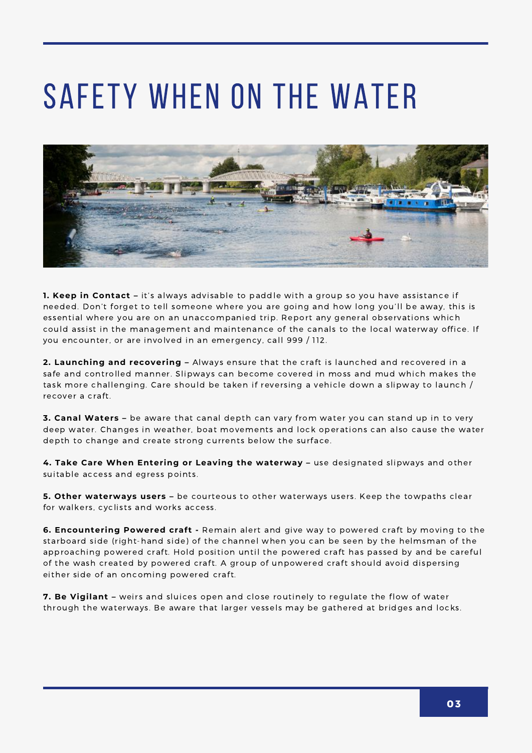# SAFETY WHEN ON THE WATER

**1. Keep in Contact –** it's always advisable to paddle with a group so you have assistance if needed. Don't forget to tell someone where you are going and how long you'll be away, this is essential where you are on an unaccompanied trip. Report any general observations which could assist in the management and maintenance of the canals to the local waterway office. If you encounter, or are involved in an emergency, call 999 / 112.

**2. Launching and recovering –** Always ensure that the craft is launched and recovered in a safe and controlled manner. Slipways can become covered in moss and mud which makes the task more challenging. Care should be taken if reversing a vehicle down a slipway to launch / recover a craft.

**3. Canal Waters –** be aware that canal depth can vary from water you can stand up in to very deep water. Changes in weather, boat movements and lock operations can also cause the water depth to change and create strong currents below the surface.

**4. Take Care When Entering or Leaving the waterway –** use designated slipways and other suitable access and egress points.

**5. Other waterways users –** be courteous to other waterways users. Keep the towpaths clear for walkers, cyclists and works access.

**6. Encountering Powered craft -** Remain alert and give way to powered craft by moving to the starboard side (right-hand side) of the channel when you can be seen by the helmsman of the approaching powered craft. Hold position until the powered craft has passed by and be careful of the wash created by powered craft. A group of unpowered craft should avoid dispersing either side of an oncoming powered craft.

**7. Be Vigilant –** weirs and sluices open and close routinely to regulate the flow of water through the waterways. Be aware that larger vessels may be gathered at bridges and locks.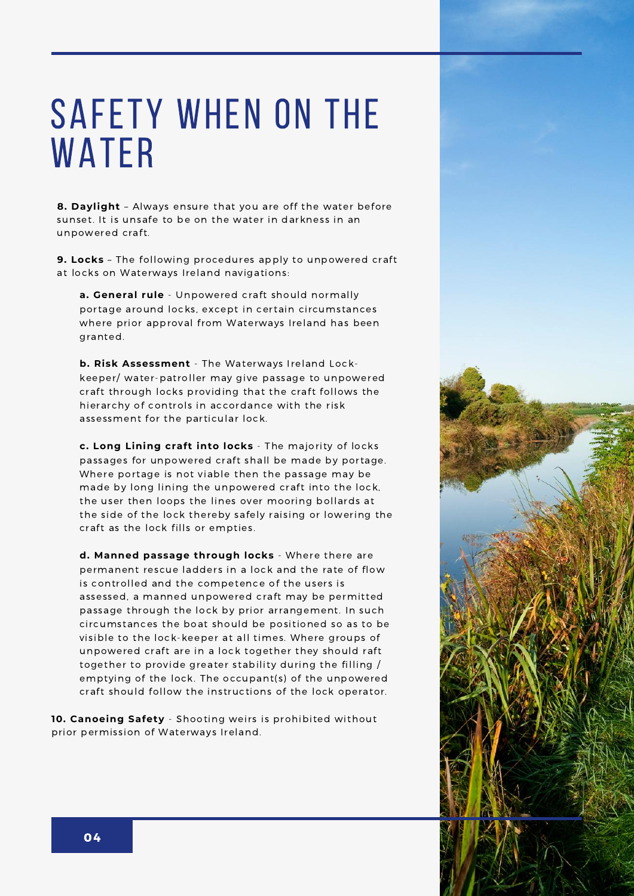# SAFETY WHEN ON THE WATER

**8. Daylight** – Always ensure that you are off the water before sunset. It is unsafe to be on the water in darkness in an unpowered craft.

**9. Locks** – The following procedures apply to unpowered craft at locks on Waterways Ireland navigations:

> **a. General rule** - Unpowered craft should normally portage around locks, except in certain circumstances where prior approval from Waterways Ireland has been granted.
>
> **b. Risk Assessment** - The Waterways Ireland Lock-keeper/ water-patroller may give passage to unpowered craft through locks providing that the craft follows the hierarchy of controls in accordance with the risk assessment for the particular lock.
>
> **c. Long Lining craft into locks** - The majority of locks passages for unpowered craft shall be made by portage. Where portage is not viable then the passage may be made by long lining the unpowered craft into the lock, the user then loops the lines over mooring bollards at the side of the lock thereby safely raising or lowering the craft as the lock fills or empties.
>
> **d. Manned passage through locks** - Where there are permanent rescue ladders in a lock and the rate of flow is controlled and the competence of the users is assessed, a manned unpowered craft may be permitted passage through the lock by prior arrangement. In such circumstances the boat should be positioned so as to be visible to the lock-keeper at all times. Where groups of unpowered craft are in a lock together they should raft together to provide greater stability during the filling / emptying of the lock. The occupant(s) of the unpowered craft should follow the instructions of the lock operator.

**10. Canoeing Safety** - Shooting weirs is prohibited without prior permission of Waterways Ireland.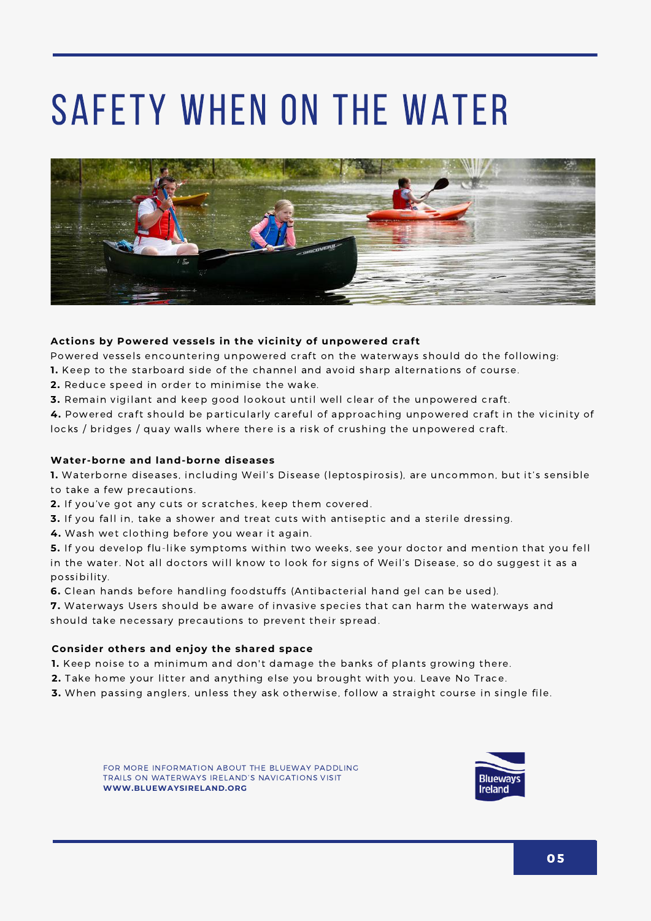# SAFETY WHEN ON THE WATER

**Actions by Powered vessels in the vicinity of unpowered craft**

Powered vessels encountering unpowered craft on the waterways should do the following:

**1.** Keep to the starboard side of the channel and avoid sharp alternations of course.
**2.** Reduce speed in order to minimise the wake.
**3.** Remain vigilant and keep good lookout until well clear of the unpowered craft.
**4.** Powered craft should be particularly careful of approaching unpowered craft in the vicinity of locks / bridges / quay walls where there is a risk of crushing the unpowered craft.

**Water-borne and land-borne diseases**

**1.** Waterborne diseases, including Weil's Disease (leptospirosis), are uncommon, but it's sensible to take a few precautions.
**2.** If you've got any cuts or scratches, keep them covered.
**3.** If you fall in, take a shower and treat cuts with antiseptic and a sterile dressing.
**4.** Wash wet clothing before you wear it again.
**5.** If you develop flu-like symptoms within two weeks, see your doctor and mention that you fell in the water. Not all doctors will know to look for signs of Weil's Disease, so do suggest it as a possibility.
**6.** Clean hands before handling foodstuffs (Antibacterial hand gel can be used).
**7.** Waterways Users should be aware of invasive species that can harm the waterways and should take necessary precautions to prevent their spread.

**Consider others and enjoy the shared space**

**1.** Keep noise to a minimum and don't damage the banks of plants growing there.
**2.** Take home your litter and anything else you brought with you. Leave No Trace.
**3.** When passing anglers, unless they ask otherwise, follow a straight course in single file.

FOR MORE INFORMATION ABOUT THE BLUEWAY PADDLING TRAILS ON WATERWAYS IRELAND'S NAVIGATIONS VISIT
**WWW.BLUEWAYSIRELAND.ORG**

Blueways Ireland